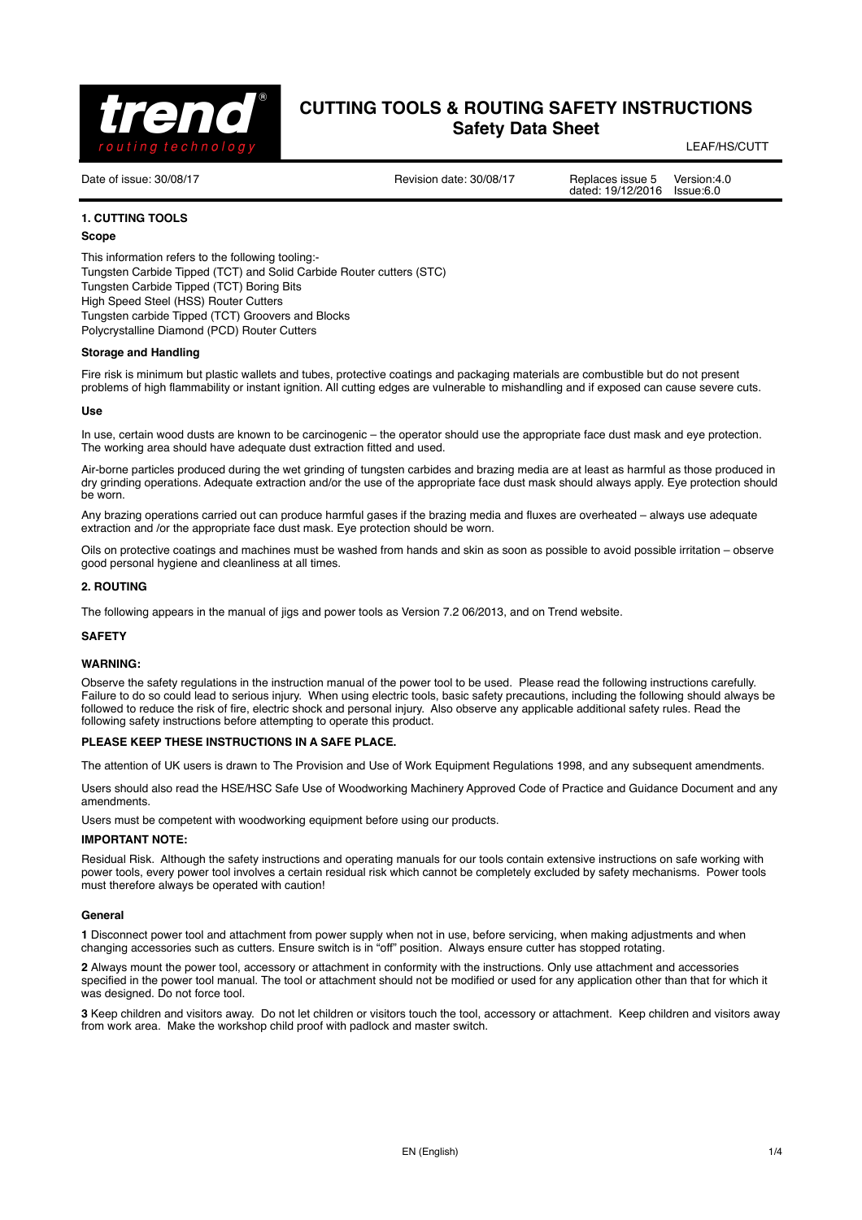# CUTTING TOOLS & ROUTING SAFETY INSTRUCTIONS

## Safety Data Sheet

LEAF/HS/CUTT

| Date of issue: 30/08/17 | Revision date: 30/08/17 | Replaces issue 5 dated: 19/12/2016 | Version:4.0 Issue:6.0 |
|---|---|---|---|

### 1. CUTTING TOOLS

**Scope**

This information refers to the following tooling:-
Tungsten Carbide Tipped (TCT) and Solid Carbide Router cutters (STC)
Tungsten Carbide Tipped (TCT) Boring Bits
High Speed Steel (HSS) Router Cutters
Tungsten carbide Tipped (TCT) Groovers and Blocks
Polycrystalline Diamond (PCD) Router Cutters

**Storage and Handling**

Fire risk is minimum but plastic wallets and tubes, protective coatings and packaging materials are combustible but do not present problems of high flammability or instant ignition. All cutting edges are vulnerable to mishandling and if exposed can cause severe cuts.

**Use**

In use, certain wood dusts are known to be carcinogenic – the operator should use the appropriate face dust mask and eye protection. The working area should have adequate dust extraction fitted and used.

Air-borne particles produced during the wet grinding of tungsten carbides and brazing media are at least as harmful as those produced in dry grinding operations. Adequate extraction and/or the use of the appropriate face dust mask should always apply. Eye protection should be worn.

Any brazing operations carried out can produce harmful gases if the brazing media and fluxes are overheated – always use adequate extraction and /or the appropriate face dust mask. Eye protection should be worn.

Oils on protective coatings and machines must be washed from hands and skin as soon as possible to avoid possible irritation – observe good personal hygiene and cleanliness at all times.

### 2. ROUTING

The following appears in the manual of jigs and power tools as Version 7.2 06/2013, and on Trend website.

**SAFETY**

**WARNING:**

Observe the safety regulations in the instruction manual of the power tool to be used. Please read the following instructions carefully. Failure to do so could lead to serious injury. When using electric tools, basic safety precautions, including the following should always be followed to reduce the risk of fire, electric shock and personal injury. Also observe any applicable additional safety rules. Read the following safety instructions before attempting to operate this product.

**PLEASE KEEP THESE INSTRUCTIONS IN A SAFE PLACE.**

The attention of UK users is drawn to The Provision and Use of Work Equipment Regulations 1998, and any subsequent amendments.

Users should also read the HSE/HSC Safe Use of Woodworking Machinery Approved Code of Practice and Guidance Document and any amendments.

Users must be competent with woodworking equipment before using our products.

**IMPORTANT NOTE:**

Residual Risk. Although the safety instructions and operating manuals for our tools contain extensive instructions on safe working with power tools, every power tool involves a certain residual risk which cannot be completely excluded by safety mechanisms. Power tools must therefore always be operated with caution!

**General**

**1** Disconnect power tool and attachment from power supply when not in use, before servicing, when making adjustments and when changing accessories such as cutters. Ensure switch is in "off" position. Always ensure cutter has stopped rotating.

**2** Always mount the power tool, accessory or attachment in conformity with the instructions. Only use attachment and accessories specified in the power tool manual. The tool or attachment should not be modified or used for any application other than that for which it was designed. Do not force tool.

**3** Keep children and visitors away. Do not let children or visitors touch the tool, accessory or attachment. Keep children and visitors away from work area. Make the workshop child proof with padlock and master switch.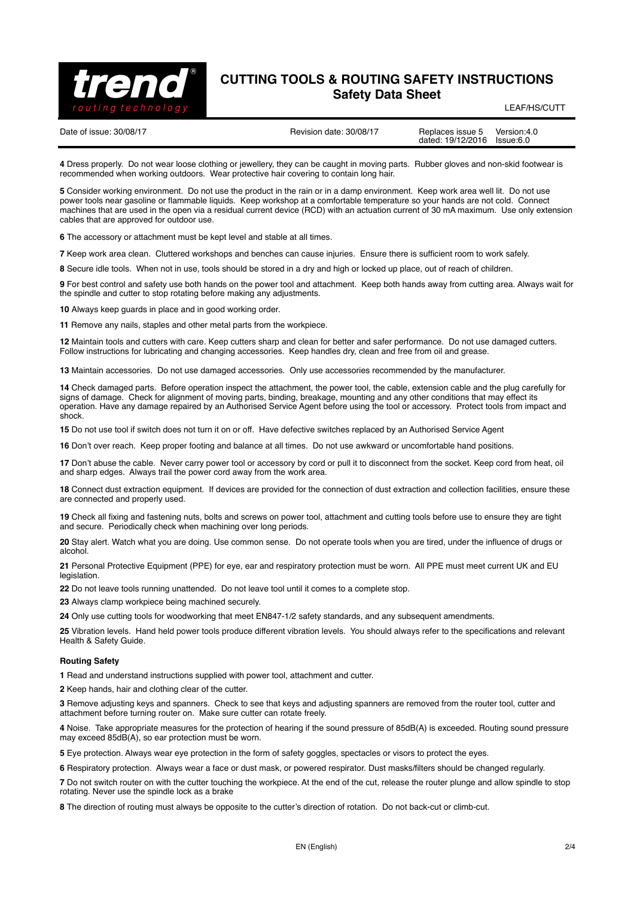**4** Dress properly. Do not wear loose clothing or jewellery, they can be caught in moving parts. Rubber gloves and non-skid footwear is recommended when working outdoors. Wear protective hair covering to contain long hair.

**5** Consider working environment. Do not use the product in the rain or in a damp environment. Keep work area well lit. Do not use power tools near gasoline or flammable liquids. Keep workshop at a comfortable temperature so your hands are not cold. Connect machines that are used in the open via a residual current device (RCD) with an actuation current of 30 mA maximum. Use only extension cables that are approved for outdoor use.

**6** The accessory or attachment must be kept level and stable at all times.

**7** Keep work area clean. Cluttered workshops and benches can cause injuries. Ensure there is sufficient room to work safely.

**8** Secure idle tools. When not in use, tools should be stored in a dry and high or locked up place, out of reach of children.

**9** For best control and safety use both hands on the power tool and attachment. Keep both hands away from cutting area. Always wait for the spindle and cutter to stop rotating before making any adjustments.

**10** Always keep guards in place and in good working order.

**11** Remove any nails, staples and other metal parts from the workpiece.

**12** Maintain tools and cutters with care. Keep cutters sharp and clean for better and safer performance. Do not use damaged cutters. Follow instructions for lubricating and changing accessories. Keep handles dry, clean and free from oil and grease.

**13** Maintain accessories. Do not use damaged accessories. Only use accessories recommended by the manufacturer.

**14** Check damaged parts. Before operation inspect the attachment, the power tool, the cable, extension cable and the plug carefully for signs of damage. Check for alignment of moving parts, binding, breakage, mounting and any other conditions that may effect its operation. Have any damage repaired by an Authorised Service Agent before using the tool or accessory. Protect tools from impact and shock.

**15** Do not use tool if switch does not turn it on or off. Have defective switches replaced by an Authorised Service Agent

**16** Don't over reach. Keep proper footing and balance at all times. Do not use awkward or uncomfortable hand positions.

**17** Don't abuse the cable. Never carry power tool or accessory by cord or pull it to disconnect from the socket. Keep cord from heat, oil and sharp edges. Always trail the power cord away from the work area.

**18** Connect dust extraction equipment. If devices are provided for the connection of dust extraction and collection facilities, ensure these are connected and properly used.

**19** Check all fixing and fastening nuts, bolts and screws on power tool, attachment and cutting tools before use to ensure they are tight and secure. Periodically check when machining over long periods.

**20** Stay alert. Watch what you are doing. Use common sense. Do not operate tools when you are tired, under the influence of drugs or alcohol.

**21** Personal Protective Equipment (PPE) for eye, ear and respiratory protection must be worn. All PPE must meet current UK and EU legislation.

**22** Do not leave tools running unattended. Do not leave tool until it comes to a complete stop.

**23** Always clamp workpiece being machined securely.

**24** Only use cutting tools for woodworking that meet EN847-1/2 safety standards, and any subsequent amendments.

**25** Vibration levels. Hand held power tools produce different vibration levels. You should always refer to the specifications and relevant Health & Safety Guide.

#### Routing Safety

**1** Read and understand instructions supplied with power tool, attachment and cutter.

**2** Keep hands, hair and clothing clear of the cutter.

**3** Remove adjusting keys and spanners. Check to see that keys and adjusting spanners are removed from the router tool, cutter and attachment before turning router on. Make sure cutter can rotate freely.

**4** Noise. Take appropriate measures for the protection of hearing if the sound pressure of 85dB(A) is exceeded. Routing sound pressure may exceed 85dB(A), so ear protection must be worn.

**5** Eye protection. Always wear eye protection in the form of safety goggles, spectacles or visors to protect the eyes.

**6** Respiratory protection. Always wear a face or dust mask, or powered respirator. Dust masks/filters should be changed regularly.

**7** Do not switch router on with the cutter touching the workpiece. At the end of the cut, release the router plunge and allow spindle to stop rotating. Never use the spindle lock as a brake

**8** The direction of routing must always be opposite to the cutter's direction of rotation. Do not back-cut or climb-cut.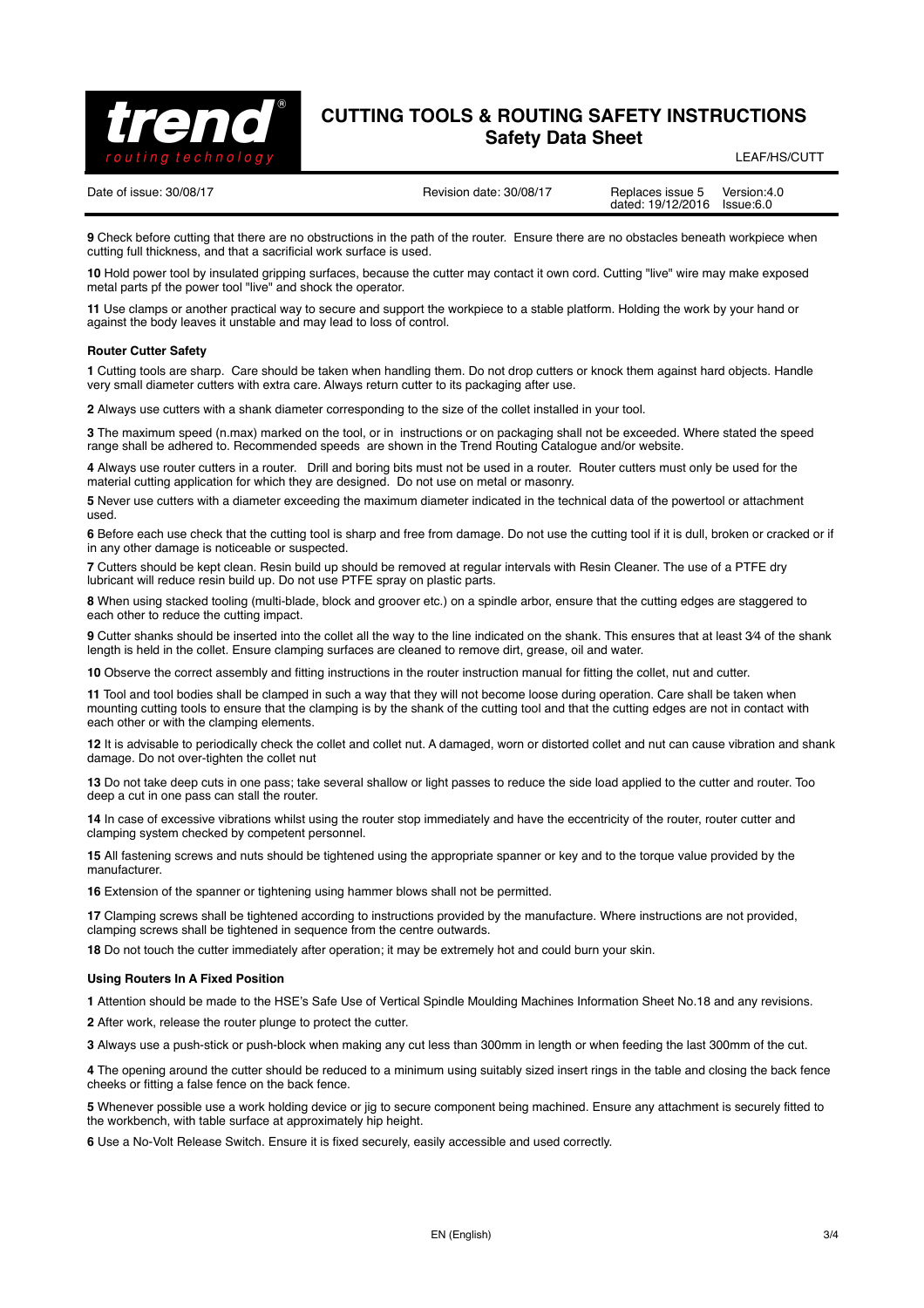# CUTTING TOOLS & ROUTING SAFETY INSTRUCTIONS
## Safety Data Sheet

LEAF/HS/CUTT

| Date of issue: 30/08/17 | Revision date: 30/08/17 | Replaces issue 5 dated: 19/12/2016 | Version:4.0 Issue:6.0 |
|---|---|---|---|

**9** Check before cutting that there are no obstructions in the path of the router. Ensure there are no obstacles beneath workpiece when cutting full thickness, and that a sacrificial work surface is used.

**10** Hold power tool by insulated gripping surfaces, because the cutter may contact it own cord. Cutting "live" wire may make exposed metal parts pf the power tool "live" and shock the operator.

**11** Use clamps or another practical way to secure and support the workpiece to a stable platform. Holding the work by your hand or against the body leaves it unstable and may lead to loss of control.

**Router Cutter Safety**

**1** Cutting tools are sharp. Care should be taken when handling them. Do not drop cutters or knock them against hard objects. Handle very small diameter cutters with extra care. Always return cutter to its packaging after use.

**2** Always use cutters with a shank diameter corresponding to the size of the collet installed in your tool.

**3** The maximum speed (n.max) marked on the tool, or in instructions or on packaging shall not be exceeded. Where stated the speed range shall be adhered to. Recommended speeds are shown in the Trend Routing Catalogue and/or website.

**4** Always use router cutters in a router. Drill and boring bits must not be used in a router. Router cutters must only be used for the material cutting application for which they are designed. Do not use on metal or masonry.

**5** Never use cutters with a diameter exceeding the maximum diameter indicated in the technical data of the powertool or attachment used.

**6** Before each use check that the cutting tool is sharp and free from damage. Do not use the cutting tool if it is dull, broken or cracked or if in any other damage is noticeable or suspected.

**7** Cutters should be kept clean. Resin build up should be removed at regular intervals with Resin Cleaner. The use of a PTFE dry lubricant will reduce resin build up. Do not use PTFE spray on plastic parts.

**8** When using stacked tooling (multi-blade, block and groover etc.) on a spindle arbor, ensure that the cutting edges are staggered to each other to reduce the cutting impact.

**9** Cutter shanks should be inserted into the collet all the way to the line indicated on the shank. This ensures that at least 3⁄4 of the shank length is held in the collet. Ensure clamping surfaces are cleaned to remove dirt, grease, oil and water.

**10** Observe the correct assembly and fitting instructions in the router instruction manual for fitting the collet, nut and cutter.

**11** Tool and tool bodies shall be clamped in such a way that they will not become loose during operation. Care shall be taken when mounting cutting tools to ensure that the clamping is by the shank of the cutting tool and that the cutting edges are not in contact with each other or with the clamping elements.

**12** It is advisable to periodically check the collet and collet nut. A damaged, worn or distorted collet and nut can cause vibration and shank damage. Do not over-tighten the collet nut

**13** Do not take deep cuts in one pass; take several shallow or light passes to reduce the side load applied to the cutter and router. Too deep a cut in one pass can stall the router.

**14** In case of excessive vibrations whilst using the router stop immediately and have the eccentricity of the router, router cutter and clamping system checked by competent personnel.

**15** All fastening screws and nuts should be tightened using the appropriate spanner or key and to the torque value provided by the manufacturer.

**16** Extension of the spanner or tightening using hammer blows shall not be permitted.

**17** Clamping screws shall be tightened according to instructions provided by the manufacture. Where instructions are not provided, clamping screws shall be tightened in sequence from the centre outwards.

**18** Do not touch the cutter immediately after operation; it may be extremely hot and could burn your skin.

**Using Routers In A Fixed Position**

**1** Attention should be made to the HSE's Safe Use of Vertical Spindle Moulding Machines Information Sheet No.18 and any revisions.

**2** After work, release the router plunge to protect the cutter.

**3** Always use a push-stick or push-block when making any cut less than 300mm in length or when feeding the last 300mm of the cut.

**4** The opening around the cutter should be reduced to a minimum using suitably sized insert rings in the table and closing the back fence cheeks or fitting a false fence on the back fence.

**5** Whenever possible use a work holding device or jig to secure component being machined. Ensure any attachment is securely fitted to the workbench, with table surface at approximately hip height.

**6** Use a No-Volt Release Switch. Ensure it is fixed securely, easily accessible and used correctly.

EN (English)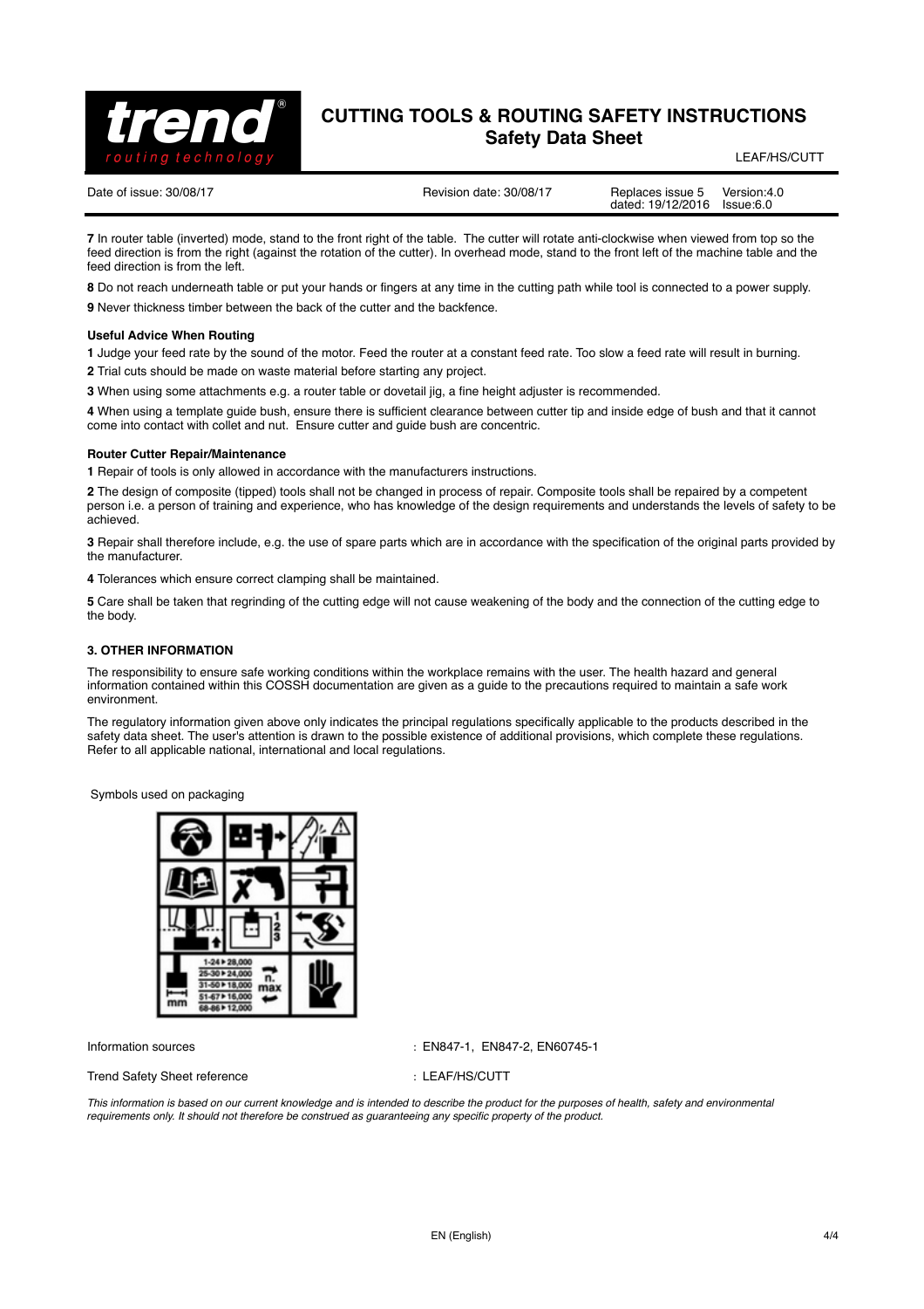7 In router table (inverted) mode, stand to the front right of the table. The cutter will rotate anti-clockwise when viewed from top so the feed direction is from the right (against the rotation of the cutter). In overhead mode, stand to the front left of the machine table and the feed direction is from the left.

8 Do not reach underneath table or put your hands or fingers at any time in the cutting path while tool is connected to a power supply.

9 Never thickness timber between the back of the cutter and the backfence.

**Useful Advice When Routing**

1 Judge your feed rate by the sound of the motor. Feed the router at a constant feed rate. Too slow a feed rate will result in burning.

2 Trial cuts should be made on waste material before starting any project.

3 When using some attachments e.g. a router table or dovetail jig, a fine height adjuster is recommended.

4 When using a template guide bush, ensure there is sufficient clearance between cutter tip and inside edge of bush and that it cannot come into contact with collet and nut. Ensure cutter and guide bush are concentric.

**Router Cutter Repair/Maintenance**

1 Repair of tools is only allowed in accordance with the manufacturers instructions.

2 The design of composite (tipped) tools shall not be changed in process of repair. Composite tools shall be repaired by a competent person i.e. a person of training and experience, who has knowledge of the design requirements and understands the levels of safety to be achieved.

3 Repair shall therefore include, e.g. the use of spare parts which are in accordance with the specification of the original parts provided by the manufacturer.

4 Tolerances which ensure correct clamping shall be maintained.

5 Care shall be taken that regrinding of the cutting edge will not cause weakening of the body and the connection of the cutting edge to the body.

## 3. OTHER INFORMATION

The responsibility to ensure safe working conditions within the workplace remains with the user. The health hazard and general information contained within this COSSH documentation are given as a guide to the precautions required to maintain a safe work environment.

The regulatory information given above only indicates the principal regulations specifically applicable to the products described in the safety data sheet. The user's attention is drawn to the possible existence of additional provisions, which complete these regulations. Refer to all applicable national, international and local regulations.

Symbols used on packaging

mm

1-24 ▸ 28,000
25-30 ▸ 24,000
31-50 ▸ 18,000
51-67 ▸ 16,000
68-86 ▸ 12,000

n. max

Information sources : EN847-1, EN847-2, EN60745-1

Trend Safety Sheet reference : LEAF/HS/CUTT

*This information is based on our current knowledge and is intended to describe the product for the purposes of health, safety and environmental requirements only. It should not therefore be construed as guaranteeing any specific property of the product.*